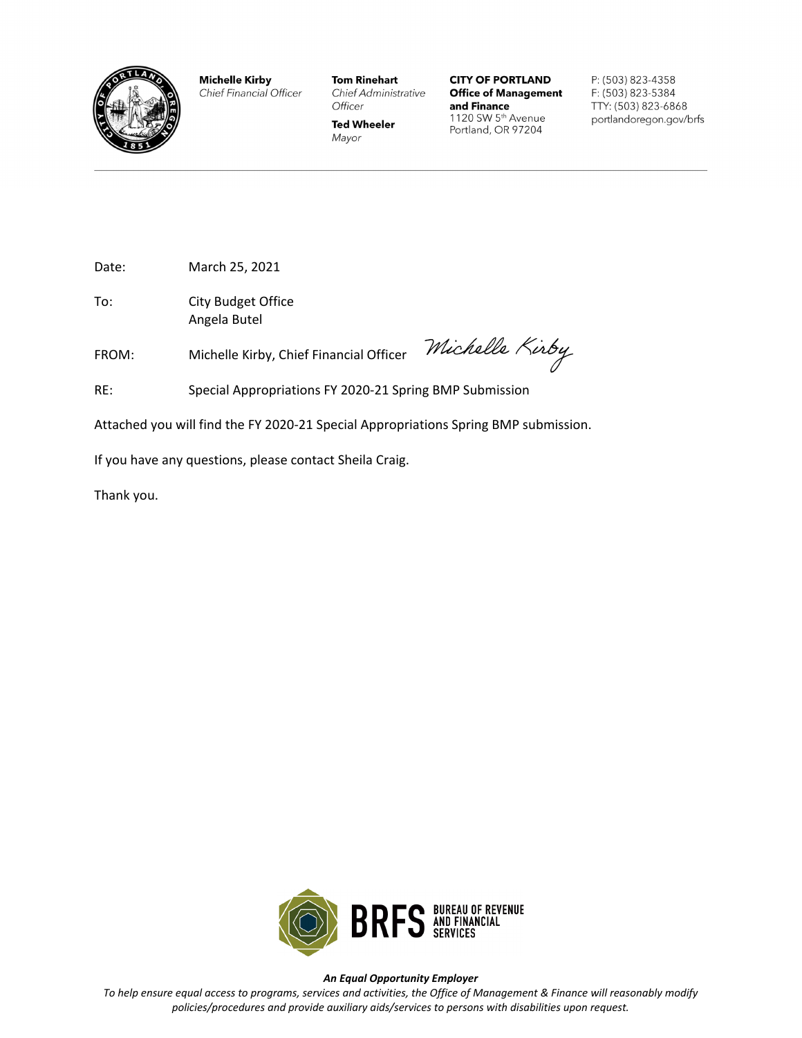**Michelle Kirby**
*Chief Financial Officer*

**Tom Rinehart**
*Chief Administrative Officer*

**Ted Wheeler**
*Mayor*

**CITY OF PORTLAND**
**Office of Management and Finance**
1120 SW 5th Avenue
Portland, OR 97204

P: (503) 823-4358
F: (503) 823-5384
TTY: (503) 823-6868
portlandoregon.gov/brfs

---

Date: March 25, 2021

To: City Budget Office
Angela Butel

FROM: Michelle Kirby, Chief Financial Officer *Michelle Kirby*

RE: Special Appropriations FY 2020-21 Spring BMP Submission

Attached you will find the FY 2020-21 Special Appropriations Spring BMP submission.

If you have any questions, please contact Sheila Craig.

Thank you.

BRFS BUREAU OF REVENUE AND FINANCIAL SERVICES

***An Equal Opportunity Employer***

*To help ensure equal access to programs, services and activities, the Office of Management & Finance will reasonably modify policies/procedures and provide auxiliary aids/services to persons with disabilities upon request.*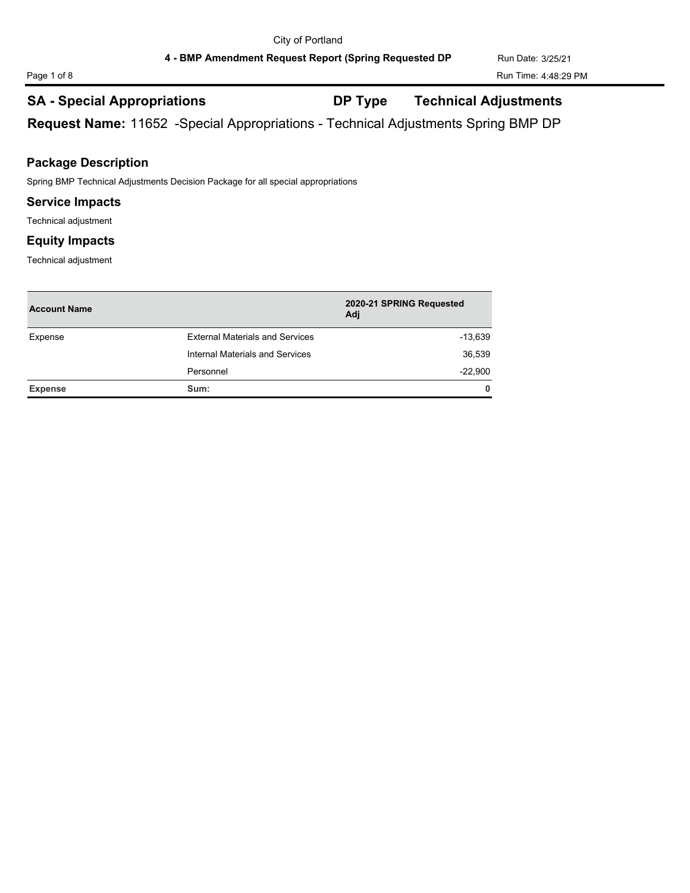## SA - Special Appropriations  DP Type  Technical Adjustments

**Request Name:** 11652 -Special Appropriations - Technical Adjustments Spring BMP DP

### Package Description

Spring BMP Technical Adjustments Decision Package for all special appropriations

### Service Impacts

Technical adjustment

### Equity Impacts

Technical adjustment

| Account Name | | 2020-21 SPRING Requested Adj |
|---|---|---|
| Expense | External Materials and Services | -13,639 |
| | Internal Materials and Services | 36,539 |
| | Personnel | -22,900 |
| **Expense** | **Sum:** | **0** |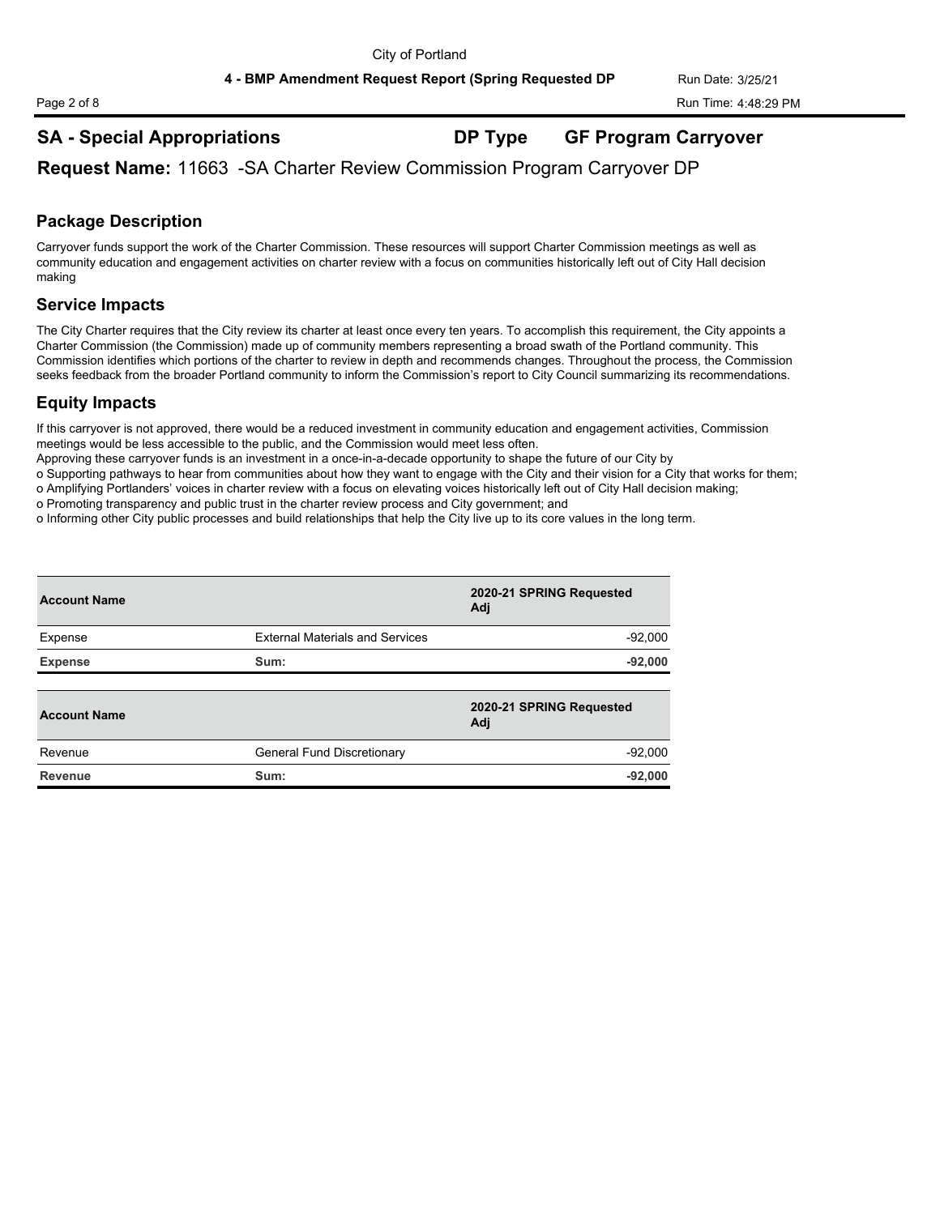## SA - Special Appropriations

**DP Type** **GF Program Carryover**

**Request Name:** 11663 -SA Charter Review Commission Program Carryover DP

### Package Description

Carryover funds support the work of the Charter Commission. These resources will support Charter Commission meetings as well as community education and engagement activities on charter review with a focus on communities historically left out of City Hall decision making

### Service Impacts

The City Charter requires that the City review its charter at least once every ten years. To accomplish this requirement, the City appoints a Charter Commission (the Commission) made up of community members representing a broad swath of the Portland community. This Commission identifies which portions of the charter to review in depth and recommends changes. Throughout the process, the Commission seeks feedback from the broader Portland community to inform the Commission's report to City Council summarizing its recommendations.

### Equity Impacts

If this carryover is not approved, there would be a reduced investment in community education and engagement activities, Commission meetings would be less accessible to the public, and the Commission would meet less often.

Approving these carryover funds is an investment in a once-in-a-decade opportunity to shape the future of our City by

o Supporting pathways to hear from communities about how they want to engage with the City and their vision for a City that works for them;
o Amplifying Portlanders' voices in charter review with a focus on elevating voices historically left out of City Hall decision making;
o Promoting transparency and public trust in the charter review process and City government; and
o Informing other City public processes and build relationships that help the City live up to its core values in the long term.

| Account Name | | 2020-21 SPRING Requested Adj |
|---|---|---|
| Expense | External Materials and Services | -92,000 |
| **Expense** | **Sum:** | **-92,000** |

| Account Name | | 2020-21 SPRING Requested Adj |
|---|---|---|
| Revenue | General Fund Discretionary | -92,000 |
| **Revenue** | **Sum:** | **-92,000** |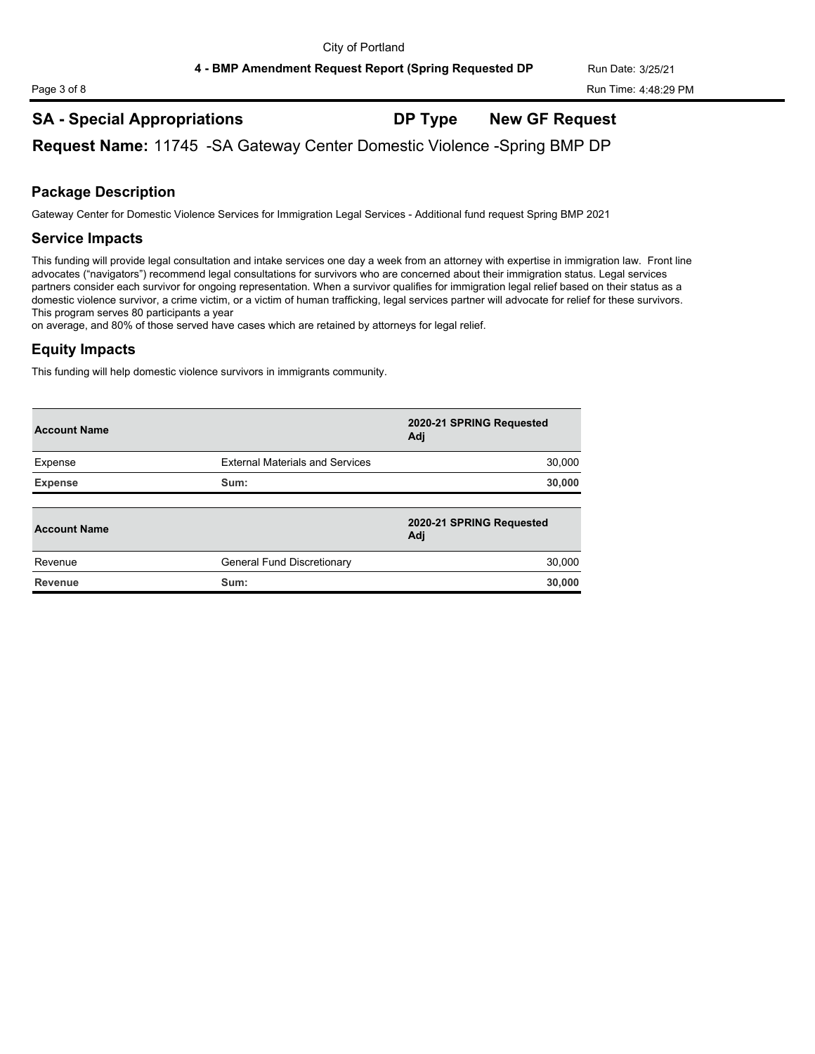## SA - Special Appropriations    DP Type    New GF Request

**Request Name:** 11745 -SA Gateway Center Domestic Violence -Spring BMP DP

### Package Description

Gateway Center for Domestic Violence Services for Immigration Legal Services - Additional fund request Spring BMP 2021

### Service Impacts

This funding will provide legal consultation and intake services one day a week from an attorney with expertise in immigration law. Front line advocates ("navigators") recommend legal consultations for survivors who are concerned about their immigration status. Legal services partners consider each survivor for ongoing representation. When a survivor qualifies for immigration legal relief based on their status as a domestic violence survivor, a crime victim, or a victim of human trafficking, legal services partner will advocate for relief for these survivors. This program serves 80 participants a year on average, and 80% of those served have cases which are retained by attorneys for legal relief.

### Equity Impacts

This funding will help domestic violence survivors in immigrants community.

| Account Name | | 2020-21 SPRING Requested Adj |
|---|---|---|
| Expense | External Materials and Services | 30,000 |
| **Expense** | **Sum:** | **30,000** |

| Account Name | | 2020-21 SPRING Requested Adj |
|---|---|---|
| Revenue | General Fund Discretionary | 30,000 |
| **Revenue** | **Sum:** | **30,000** |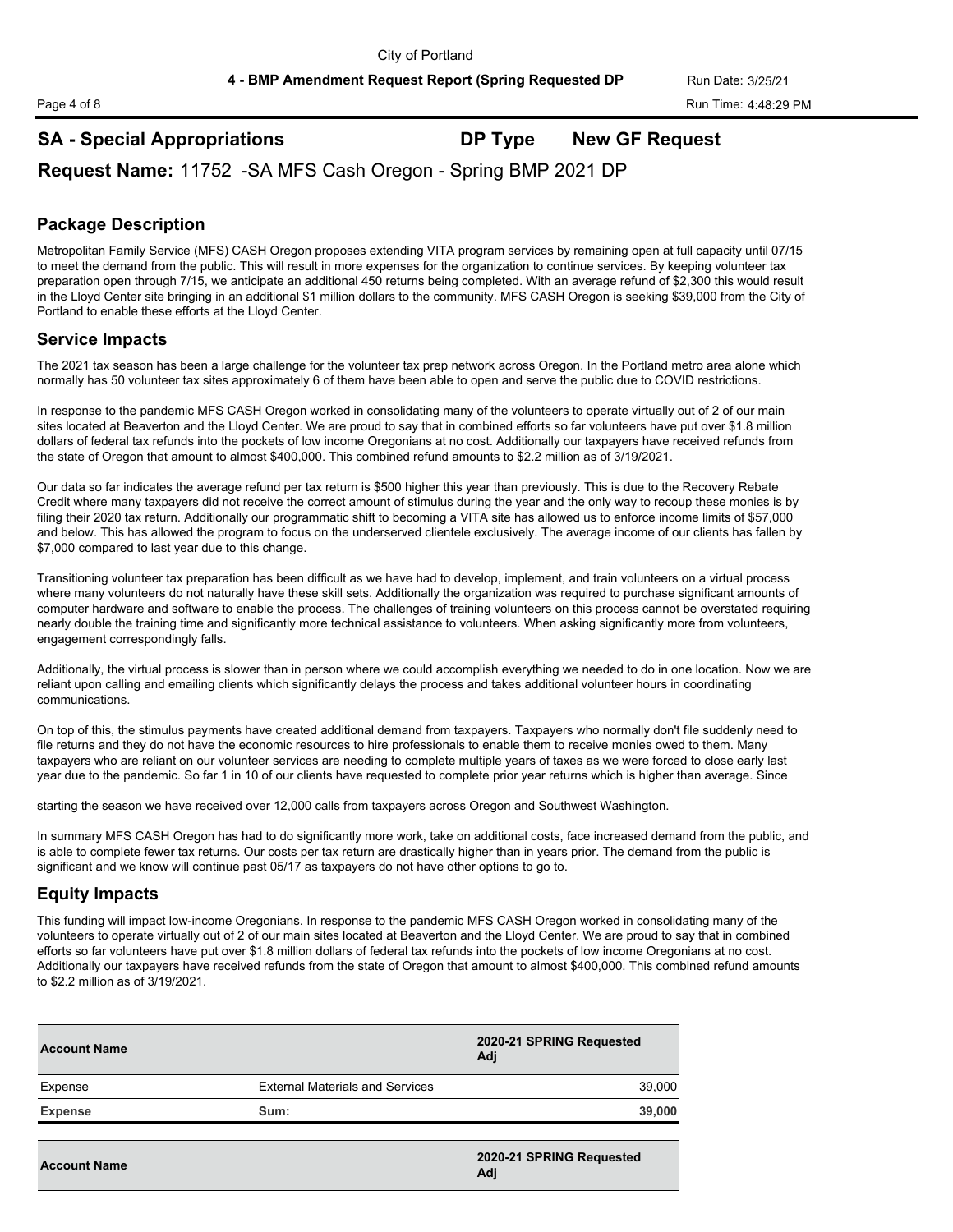## SA - Special Appropriations

**DP Type** **New GF Request**

**Request Name:** 11752 -SA MFS Cash Oregon - Spring BMP 2021 DP

## Package Description

Metropolitan Family Service (MFS) CASH Oregon proposes extending VITA program services by remaining open at full capacity until 07/15 to meet the demand from the public. This will result in more expenses for the organization to continue services. By keeping volunteer tax preparation open through 7/15, we anticipate an additional 450 returns being completed. With an average refund of $2,300 this would result in the Lloyd Center site bringing in an additional $1 million dollars to the community. MFS CASH Oregon is seeking $39,000 from the City of Portland to enable these efforts at the Lloyd Center.

## Service Impacts

The 2021 tax season has been a large challenge for the volunteer tax prep network across Oregon. In the Portland metro area alone which normally has 50 volunteer tax sites approximately 6 of them have been able to open and serve the public due to COVID restrictions.

In response to the pandemic MFS CASH Oregon worked in consolidating many of the volunteers to operate virtually out of 2 of our main sites located at Beaverton and the Lloyd Center. We are proud to say that in combined efforts so far volunteers have put over $1.8 million dollars of federal tax refunds into the pockets of low income Oregonians at no cost. Additionally our taxpayers have received refunds from the state of Oregon that amount to almost $400,000. This combined refund amounts to $2.2 million as of 3/19/2021.

Our data so far indicates the average refund per tax return is $500 higher this year than previously. This is due to the Recovery Rebate Credit where many taxpayers did not receive the correct amount of stimulus during the year and the only way to recoup these monies is by filing their 2020 tax return. Additionally our programmatic shift to becoming a VITA site has allowed us to enforce income limits of $57,000 and below. This has allowed the program to focus on the underserved clientele exclusively. The average income of our clients has fallen by $7,000 compared to last year due to this change.

Transitioning volunteer tax preparation has been difficult as we have had to develop, implement, and train volunteers on a virtual process where many volunteers do not naturally have these skill sets. Additionally the organization was required to purchase significant amounts of computer hardware and software to enable the process. The challenges of training volunteers on this process cannot be overstated requiring nearly double the training time and significantly more technical assistance to volunteers. When asking significantly more from volunteers, engagement correspondingly falls.

Additionally, the virtual process is slower than in person where we could accomplish everything we needed to do in one location. Now we are reliant upon calling and emailing clients which significantly delays the process and takes additional volunteer hours in coordinating communications.

On top of this, the stimulus payments have created additional demand from taxpayers. Taxpayers who normally don't file suddenly need to file returns and they do not have the economic resources to hire professionals to enable them to receive monies owed to them. Many taxpayers who are reliant on our volunteer services are needing to complete multiple years of taxes as we were forced to close early last year due to the pandemic. So far 1 in 10 of our clients have requested to complete prior year returns which is higher than average. Since starting the season we have received over 12,000 calls from taxpayers across Oregon and Southwest Washington.

In summary MFS CASH Oregon has had to do significantly more work, take on additional costs, face increased demand from the public, and is able to complete fewer tax returns. Our costs per tax return are drastically higher than in years prior. The demand from the public is significant and we know will continue past 05/17 as taxpayers do not have other options to go to.

## Equity Impacts

This funding will impact low-income Oregonians. In response to the pandemic MFS CASH Oregon worked in consolidating many of the volunteers to operate virtually out of 2 of our main sites located at Beaverton and the Lloyd Center. We are proud to say that in combined efforts so far volunteers have put over $1.8 million dollars of federal tax refunds into the pockets of low income Oregonians at no cost. Additionally our taxpayers have received refunds from the state of Oregon that amount to almost $400,000. This combined refund amounts to $2.2 million as of 3/19/2021.

| Account Name | | 2020-21 SPRING Requested Adj |
|---|---|---|
| Expense | External Materials and Services | 39,000 |
| **Expense** | **Sum:** | **39,000** |

| Account Name | | 2020-21 SPRING Requested Adj |
|---|---|---|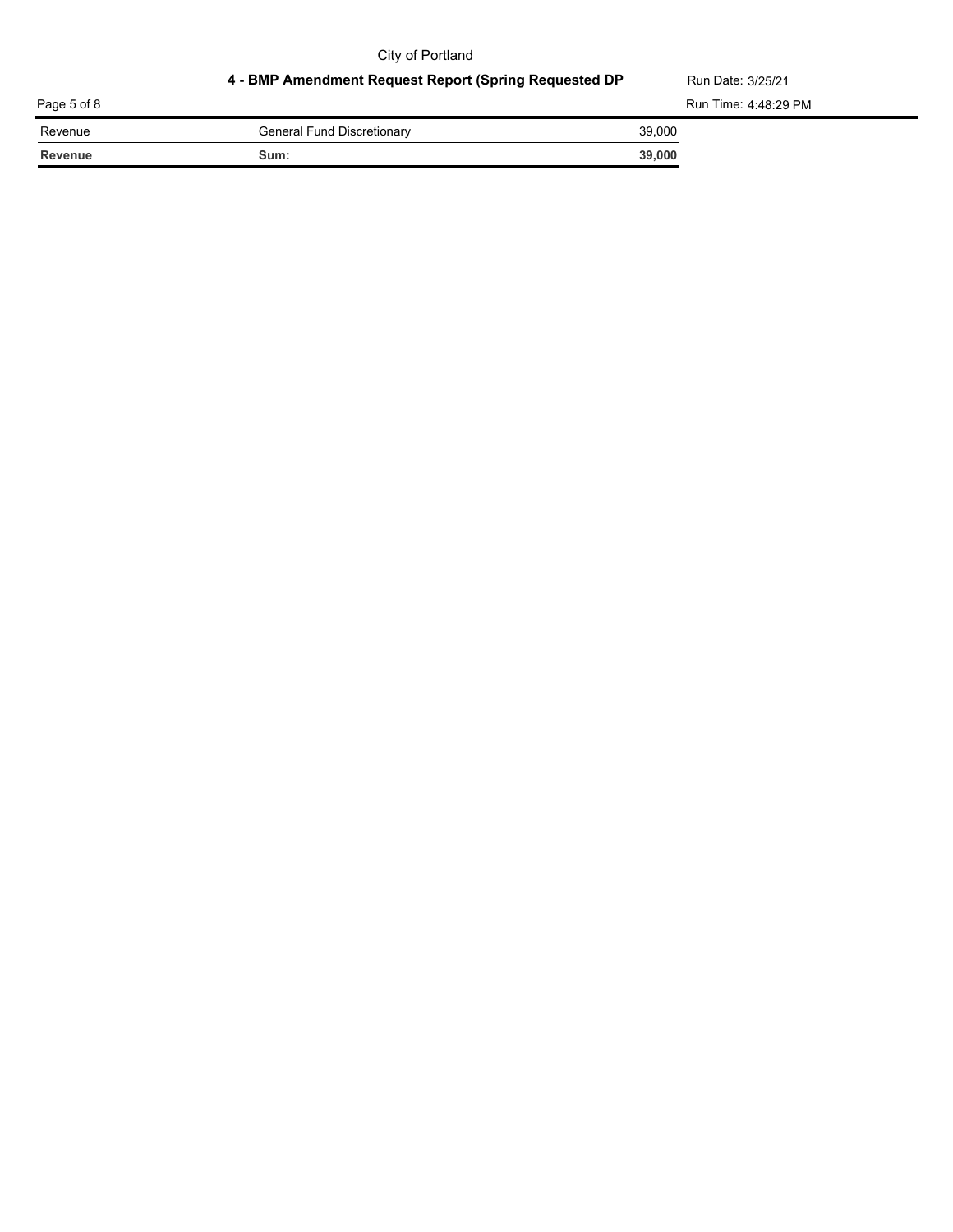| Revenue | General Fund Discretionary | 39,000 |
| --- | --- | --- |
| **Revenue** | **Sum:** | **39,000** |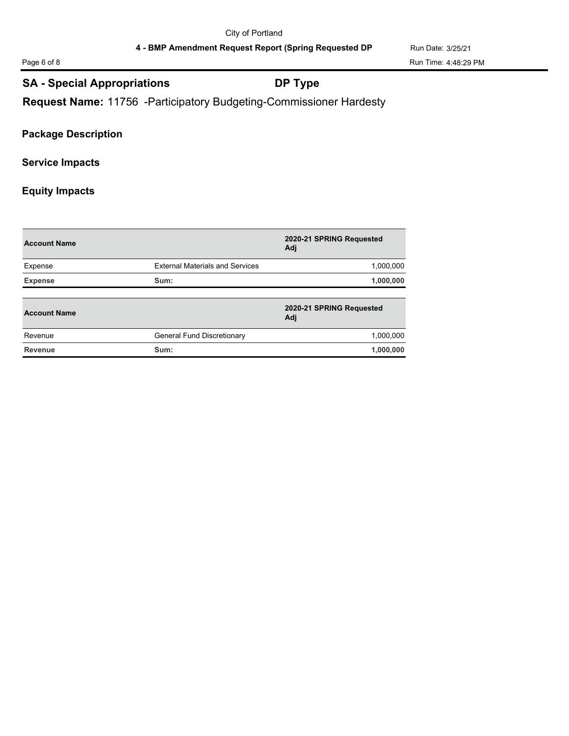## SA - Special Appropriations DP Type

**Request Name:** 11756 -Participatory Budgeting-Commissioner Hardesty

### Package Description

### Service Impacts

### Equity Impacts

| Account Name | | 2020-21 SPRING Requested Adj |
|---|---|---|
| Expense | External Materials and Services | 1,000,000 |
| **Expense** | **Sum:** | **1,000,000** |

| Account Name | | 2020-21 SPRING Requested Adj |
|---|---|---|
| Revenue | General Fund Discretionary | 1,000,000 |
| **Revenue** | **Sum:** | **1,000,000** |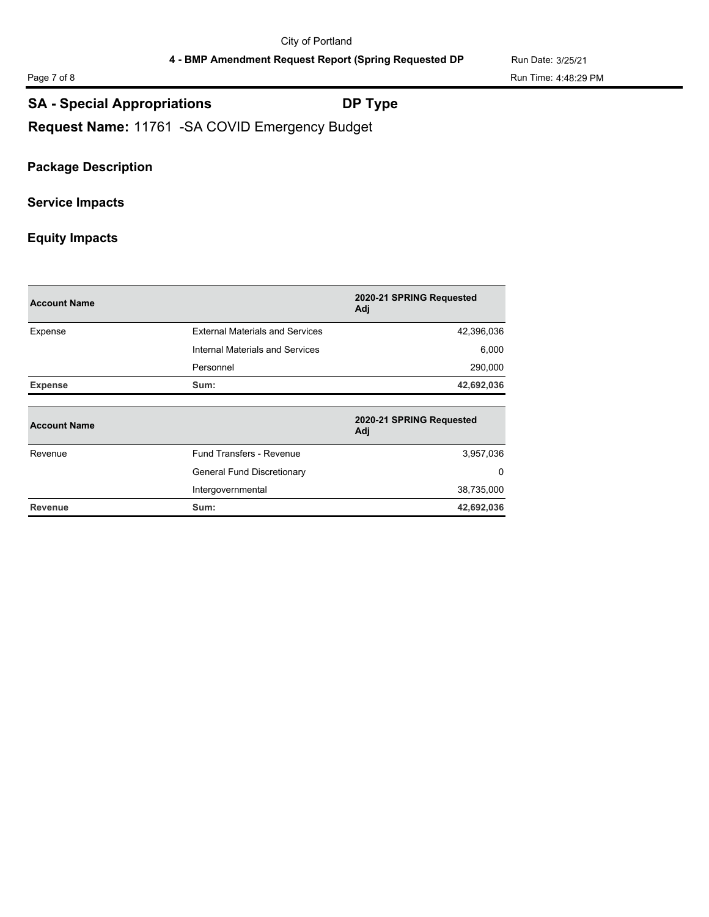## SA - Special Appropriations

**DP Type**

**Request Name:** 11761 -SA COVID Emergency Budget

### Package Description

### Service Impacts

### Equity Impacts

| Account Name | | 2020-21 SPRING Requested Adj |
|---|---|---|
| Expense | External Materials and Services | 42,396,036 |
| | Internal Materials and Services | 6,000 |
| | Personnel | 290,000 |
| **Expense** | **Sum:** | **42,692,036** |

| Account Name | | 2020-21 SPRING Requested Adj |
|---|---|---|
| Revenue | Fund Transfers - Revenue | 3,957,036 |
| | General Fund Discretionary | 0 |
| | Intergovernmental | 38,735,000 |
| **Revenue** | **Sum:** | **42,692,036** |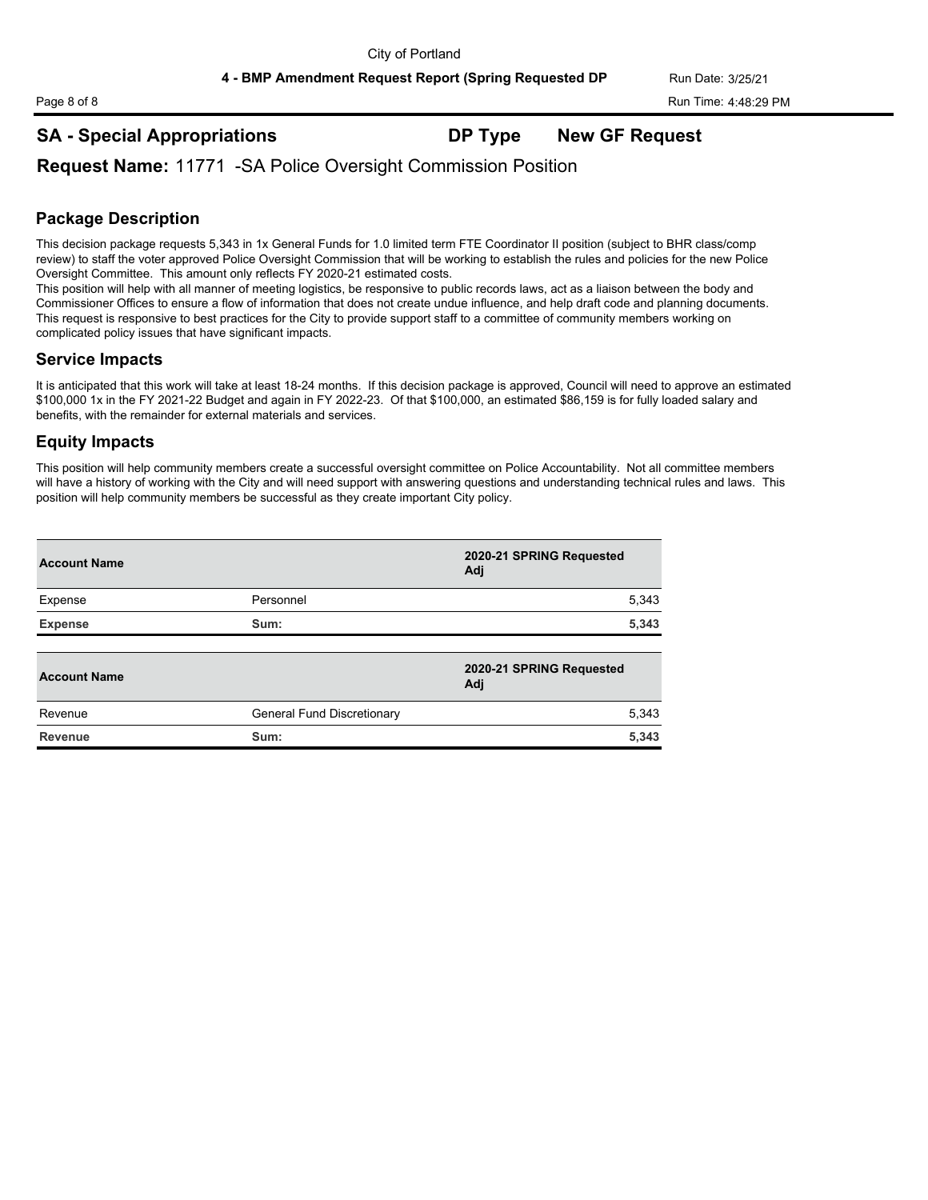## SA - Special Appropriations **DP Type** **New GF Request**

### **Request Name:** 11771 -SA Police Oversight Commission Position

### Package Description

This decision package requests 5,343 in 1x General Funds for 1.0 limited term FTE Coordinator II position (subject to BHR class/comp review) to staff the voter approved Police Oversight Commission that will be working to establish the rules and policies for the new Police Oversight Committee. This amount only reflects FY 2020-21 estimated costs.

This position will help with all manner of meeting logistics, be responsive to public records laws, act as a liaison between the body and Commissioner Offices to ensure a flow of information that does not create undue influence, and help draft code and planning documents. This request is responsive to best practices for the City to provide support staff to a committee of community members working on complicated policy issues that have significant impacts.

### Service Impacts

It is anticipated that this work will take at least 18-24 months. If this decision package is approved, Council will need to approve an estimated $100,000 1x in the FY 2021-22 Budget and again in FY 2022-23. Of that $100,000, an estimated $86,159 is for fully loaded salary and benefits, with the remainder for external materials and services.

### Equity Impacts

This position will help community members create a successful oversight committee on Police Accountability. Not all committee members will have a history of working with the City and will need support with answering questions and understanding technical rules and laws. This position will help community members be successful as they create important City policy.

| Account Name | | 2020-21 SPRING Requested Adj |
|---|---|---|
| Expense | Personnel | 5,343 |
| **Expense** | **Sum:** | **5,343** |

| Account Name | | 2020-21 SPRING Requested Adj |
|---|---|---|
| Revenue | General Fund Discretionary | 5,343 |
| **Revenue** | **Sum:** | **5,343** |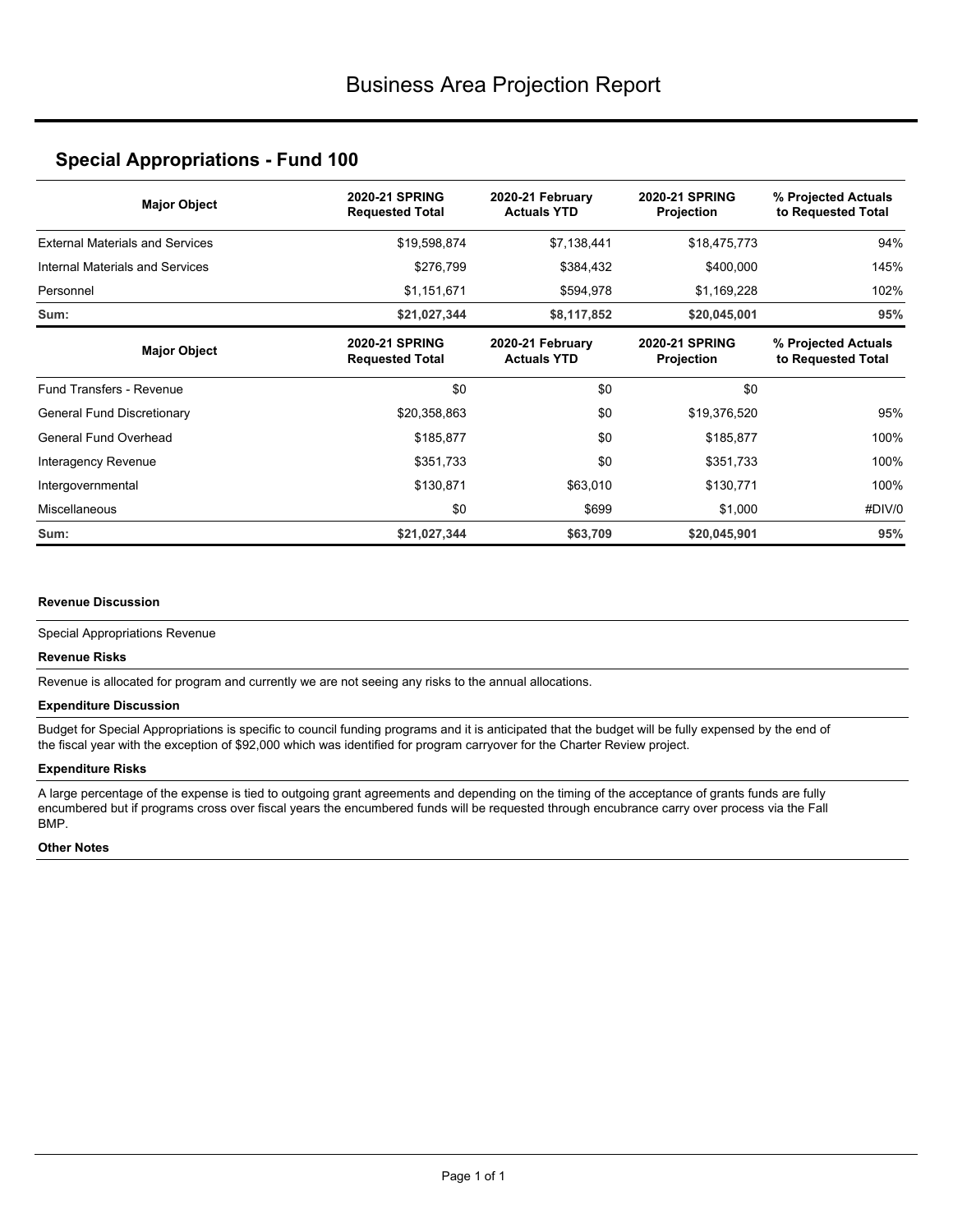# Business Area Projection Report

## Special Appropriations - Fund 100

| Major Object | 2020-21 SPRING Requested Total | 2020-21 February Actuals YTD | 2020-21 SPRING Projection | % Projected Actuals to Requested Total |
|---|---|---|---|---|
| External Materials and Services | $19,598,874 | $7,138,441 | $18,475,773 | 94% |
| Internal Materials and Services | $276,799 | $384,432 | $400,000 | 145% |
| Personnel | $1,151,671 | $594,978 | $1,169,228 | 102% |
| **Sum:** | **$21,027,344** | **$8,117,852** | **$20,045,001** | **95%** |

| Major Object | 2020-21 SPRING Requested Total | 2020-21 February Actuals YTD | 2020-21 SPRING Projection | % Projected Actuals to Requested Total |
|---|---|---|---|---|
| Fund Transfers - Revenue | $0 | $0 | $0 | |
| General Fund Discretionary | $20,358,863 | $0 | $19,376,520 | 95% |
| General Fund Overhead | $185,877 | $0 | $185,877 | 100% |
| Interagency Revenue | $351,733 | $0 | $351,733 | 100% |
| Intergovernmental | $130,871 | $63,010 | $130,771 | 100% |
| Miscellaneous | $0 | $699 | $1,000 | #DIV/0 |
| **Sum:** | **$21,027,344** | **$63,709** | **$20,045,901** | **95%** |

**Revenue Discussion**

Special Appropriations Revenue

**Revenue Risks**

Revenue is allocated for program and currently we are not seeing any risks to the annual allocations.

**Expenditure Discussion**

Budget for Special Appropriations is specific to council funding programs and it is anticipated that the budget will be fully expensed by the end of the fiscal year with the exception of $92,000 which was identified for program carryover for the Charter Review project.

**Expenditure Risks**

A large percentage of the expense is tied to outgoing grant agreements and depending on the timing of the acceptance of grants funds are fully encumbered but if programs cross over fiscal years the encumbered funds will be requested through encubrance carry over process via the Fall BMP.

**Other Notes**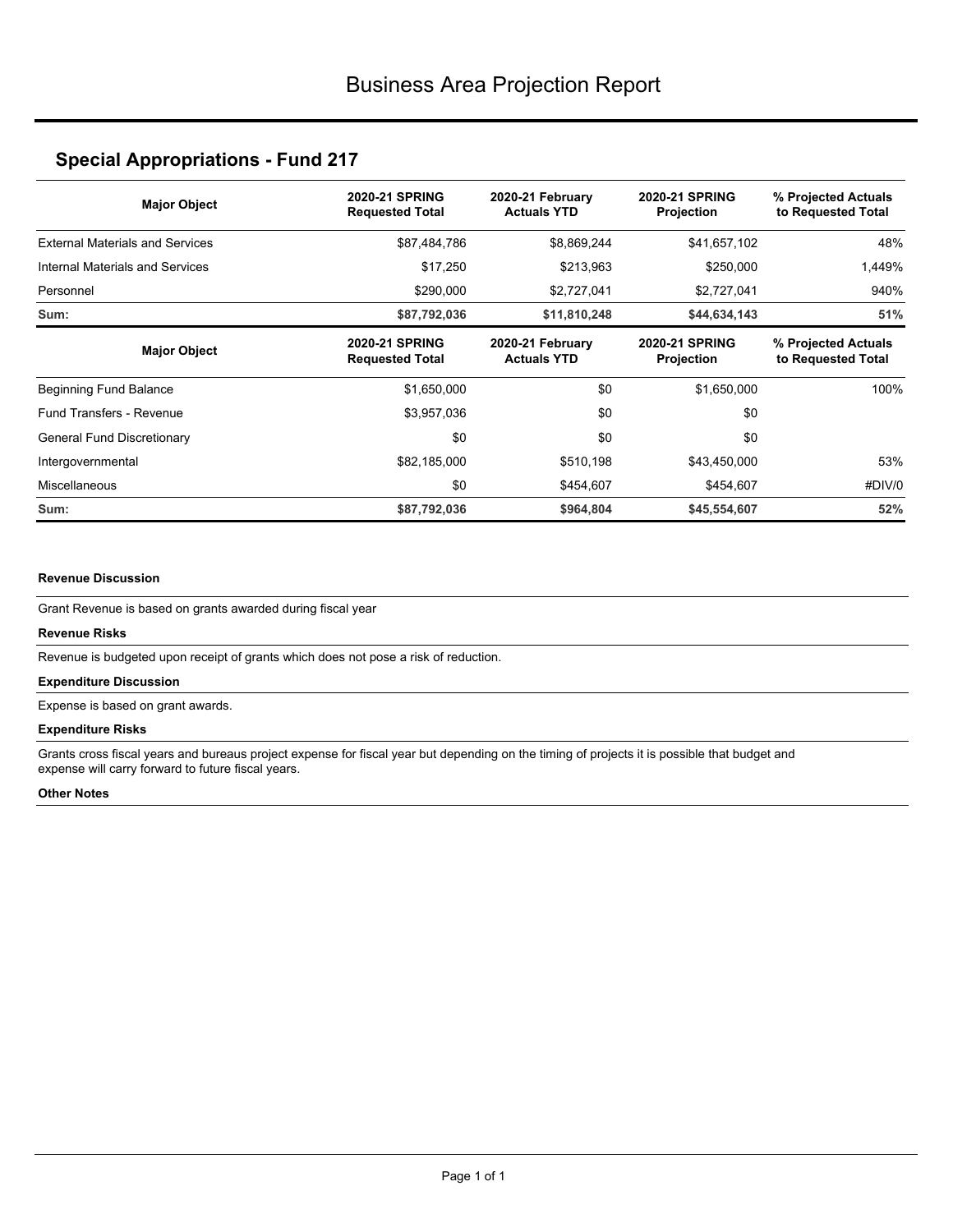# Business Area Projection Report

## Special Appropriations - Fund 217

| Major Object | 2020-21 SPRING Requested Total | 2020-21 February Actuals YTD | 2020-21 SPRING Projection | % Projected Actuals to Requested Total |
|---|---|---|---|---|
| External Materials and Services | $87,484,786 | $8,869,244 | $41,657,102 | 48% |
| Internal Materials and Services | $17,250 | $213,963 | $250,000 | 1,449% |
| Personnel | $290,000 | $2,727,041 | $2,727,041 | 940% |
| **Sum:** | **$87,792,036** | **$11,810,248** | **$44,634,143** | **51%** |

| Major Object | 2020-21 SPRING Requested Total | 2020-21 February Actuals YTD | 2020-21 SPRING Projection | % Projected Actuals to Requested Total |
|---|---|---|---|---|
| Beginning Fund Balance | $1,650,000 | $0 | $1,650,000 | 100% |
| Fund Transfers - Revenue | $3,957,036 | $0 | $0 | |
| General Fund Discretionary | $0 | $0 | $0 | |
| Intergovernmental | $82,185,000 | $510,198 | $43,450,000 | 53% |
| Miscellaneous | $0 | $454,607 | $454,607 | #DIV/0 |
| **Sum:** | **$87,792,036** | **$964,804** | **$45,554,607** | **52%** |

**Revenue Discussion**

Grant Revenue is based on grants awarded during fiscal year

**Revenue Risks**

Revenue is budgeted upon receipt of grants which does not pose a risk of reduction.

**Expenditure Discussion**

Expense is based on grant awards.

**Expenditure Risks**

Grants cross fiscal years and bureaus project expense for fiscal year but depending on the timing of projects it is possible that budget and expense will carry forward to future fiscal years.

**Other Notes**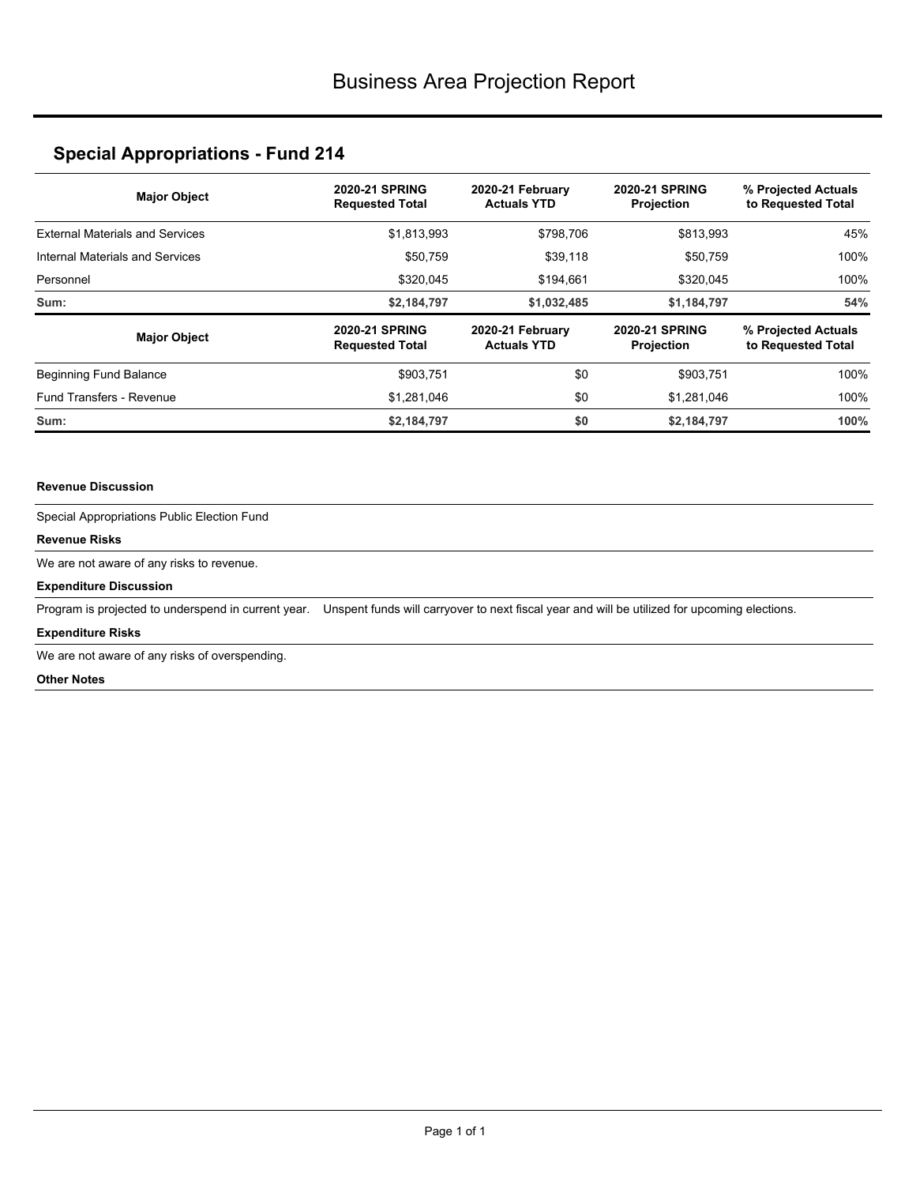# Business Area Projection Report

## Special Appropriations - Fund 214

| Major Object | 2020-21 SPRING Requested Total | 2020-21 February Actuals YTD | 2020-21 SPRING Projection | % Projected Actuals to Requested Total |
|---|---|---|---|---|
| External Materials and Services | $1,813,993 | $798,706 | $813,993 | 45% |
| Internal Materials and Services | $50,759 | $39,118 | $50,759 | 100% |
| Personnel | $320,045 | $194,661 | $320,045 | 100% |
| **Sum:** | **$2,184,797** | **$1,032,485** | **$1,184,797** | **54%** |

| Major Object | 2020-21 SPRING Requested Total | 2020-21 February Actuals YTD | 2020-21 SPRING Projection | % Projected Actuals to Requested Total |
|---|---|---|---|---|
| Beginning Fund Balance | $903,751 | $0 | $903,751 | 100% |
| Fund Transfers - Revenue | $1,281,046 | $0 | $1,281,046 | 100% |
| **Sum:** | **$2,184,797** | **$0** | **$2,184,797** | **100%** |

**Revenue Discussion**

Special Appropriations Public Election Fund

**Revenue Risks**

We are not aware of any risks to revenue.

**Expenditure Discussion**

Program is projected to underspend in current year. Unspent funds will carryover to next fiscal year and will be utilized for upcoming elections.

**Expenditure Risks**

We are not aware of any risks of overspending.

**Other Notes**